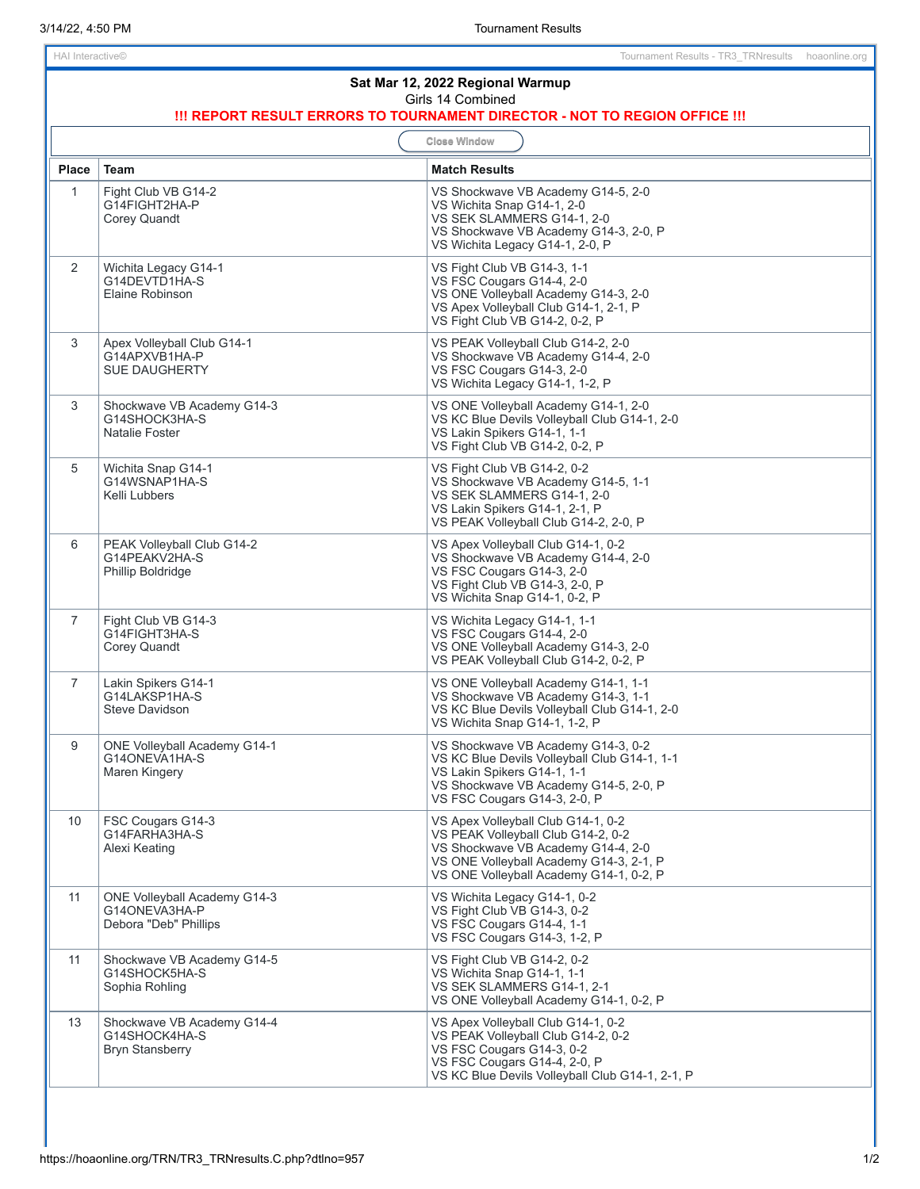HAI Interactive©

Tournament Results - TR3_TRNresults hoaonline.org

## Sat Mar 12, 2022 Regional Warmup

Girls 14 Combined

**!!! REPORT RESULT ERRORS TO TOURNAMENT DIRECTOR - NOT TO REGION OFFICE !!!**

Close Window

| Place | Team | Match Results |
|---|---|---|
| 1 | Fight Club VB G14-2<br>G14FIGHT2HA-P<br>Corey Quandt | VS Shockwave VB Academy G14-5, 2-0<br>VS Wichita Snap G14-1, 2-0<br>VS SEK SLAMMERS G14-1, 2-0<br>VS Shockwave VB Academy G14-3, 2-0, P<br>VS Wichita Legacy G14-1, 2-0, P |
| 2 | Wichita Legacy G14-1<br>G14DEVTD1HA-S<br>Elaine Robinson | VS Fight Club VB G14-3, 1-1<br>VS FSC Cougars G14-4, 2-0<br>VS ONE Volleyball Academy G14-3, 2-0<br>VS Apex Volleyball Club G14-1, 2-1, P<br>VS Fight Club VB G14-2, 0-2, P |
| 3 | Apex Volleyball Club G14-1<br>G14APXVB1HA-P<br>SUE DAUGHERTY | VS PEAK Volleyball Club G14-2, 2-0<br>VS Shockwave VB Academy G14-4, 2-0<br>VS FSC Cougars G14-3, 2-0<br>VS Wichita Legacy G14-1, 1-2, P |
| 3 | Shockwave VB Academy G14-3<br>G14SHOCK3HA-S<br>Natalie Foster | VS ONE Volleyball Academy G14-1, 2-0<br>VS KC Blue Devils Volleyball Club G14-1, 2-0<br>VS Lakin Spikers G14-1, 1-1<br>VS Fight Club VB G14-2, 0-2, P |
| 5 | Wichita Snap G14-1<br>G14WSNAP1HA-S<br>Kelli Lubbers | VS Fight Club VB G14-2, 0-2<br>VS Shockwave VB Academy G14-5, 1-1<br>VS SEK SLAMMERS G14-1, 2-0<br>VS Lakin Spikers G14-1, 2-1, P<br>VS PEAK Volleyball Club G14-2, 2-0, P |
| 6 | PEAK Volleyball Club G14-2<br>G14PEAKV2HA-S<br>Phillip Boldridge | VS Apex Volleyball Club G14-1, 0-2<br>VS Shockwave VB Academy G14-4, 2-0<br>VS FSC Cougars G14-3, 2-0<br>VS Fight Club VB G14-3, 2-0, P<br>VS Wichita Snap G14-1, 0-2, P |
| 7 | Fight Club VB G14-3<br>G14FIGHT3HA-S<br>Corey Quandt | VS Wichita Legacy G14-1, 1-1<br>VS FSC Cougars G14-4, 2-0<br>VS ONE Volleyball Academy G14-3, 2-0<br>VS PEAK Volleyball Club G14-2, 0-2, P |
| 7 | Lakin Spikers G14-1<br>G14LAKSP1HA-S<br>Steve Davidson | VS ONE Volleyball Academy G14-1, 1-1<br>VS Shockwave VB Academy G14-3, 1-1<br>VS KC Blue Devils Volleyball Club G14-1, 2-0<br>VS Wichita Snap G14-1, 1-2, P |
| 9 | ONE Volleyball Academy G14-1<br>G14ONEVA1HA-S<br>Maren Kingery | VS Shockwave VB Academy G14-3, 0-2<br>VS KC Blue Devils Volleyball Club G14-1, 1-1<br>VS Lakin Spikers G14-1, 1-1<br>VS Shockwave VB Academy G14-5, 2-0, P<br>VS FSC Cougars G14-3, 2-0, P |
| 10 | FSC Cougars G14-3<br>G14FARHA3HA-S<br>Alexi Keating | VS Apex Volleyball Club G14-1, 0-2<br>VS PEAK Volleyball Club G14-2, 0-2<br>VS Shockwave VB Academy G14-4, 2-0<br>VS ONE Volleyball Academy G14-3, 2-1, P<br>VS ONE Volleyball Academy G14-1, 0-2, P |
| 11 | ONE Volleyball Academy G14-3<br>G14ONEVA3HA-P<br>Debora "Deb" Phillips | VS Wichita Legacy G14-1, 0-2<br>VS Fight Club VB G14-3, 0-2<br>VS FSC Cougars G14-4, 1-1<br>VS FSC Cougars G14-3, 1-2, P |
| 11 | Shockwave VB Academy G14-5<br>G14SHOCK5HA-S<br>Sophia Rohling | VS Fight Club VB G14-2, 0-2<br>VS Wichita Snap G14-1, 1-1<br>VS SEK SLAMMERS G14-1, 2-1<br>VS ONE Volleyball Academy G14-1, 0-2, P |
| 13 | Shockwave VB Academy G14-4<br>G14SHOCK4HA-S<br>Bryn Stansberry | VS Apex Volleyball Club G14-1, 0-2<br>VS PEAK Volleyball Club G14-2, 0-2<br>VS FSC Cougars G14-3, 0-2<br>VS FSC Cougars G14-4, 2-0, P<br>VS KC Blue Devils Volleyball Club G14-1, 2-1, P |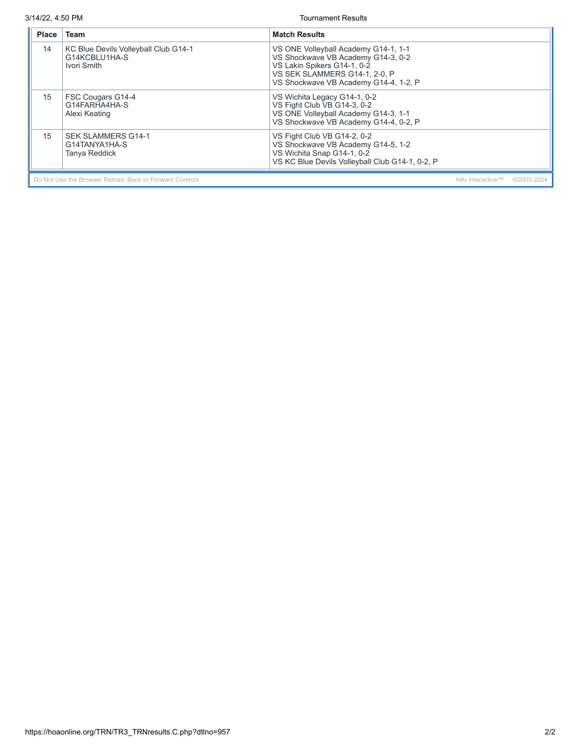| Place | Team | Match Results |
|---|---|---|
| 14 | KC Blue Devils Volleyball Club G14-1<br>G14KCBLU1HA-S<br>Ivori Smith | VS ONE Volleyball Academy G14-1, 1-1<br>VS Shockwave VB Academy G14-3, 0-2<br>VS Lakin Spikers G14-1, 0-2<br>VS SEK SLAMMERS G14-1, 2-0, P<br>VS Shockwave VB Academy G14-4, 1-2, P |
| 15 | FSC Cougars G14-4<br>G14FARHA4HA-S<br>Alexi Keating | VS Wichita Legacy G14-1, 0-2<br>VS Fight Club VB G14-3, 0-2<br>VS ONE Volleyball Academy G14-3, 1-1<br>VS Shockwave VB Academy G14-4, 0-2, P |
| 15 | SEK SLAMMERS G14-1<br>G14TANYA1HA-S<br>Tanya Reddick | VS Fight Club VB G14-2, 0-2<br>VS Shockwave VB Academy G14-5, 1-2<br>VS Wichita Snap G14-1, 0-2<br>VS KC Blue Devils Volleyball Club G14-1, 0-2, P |

Do Not Use the Browser Reload, Back or Forward Controls

HAI Interactive™ ©2003-2024